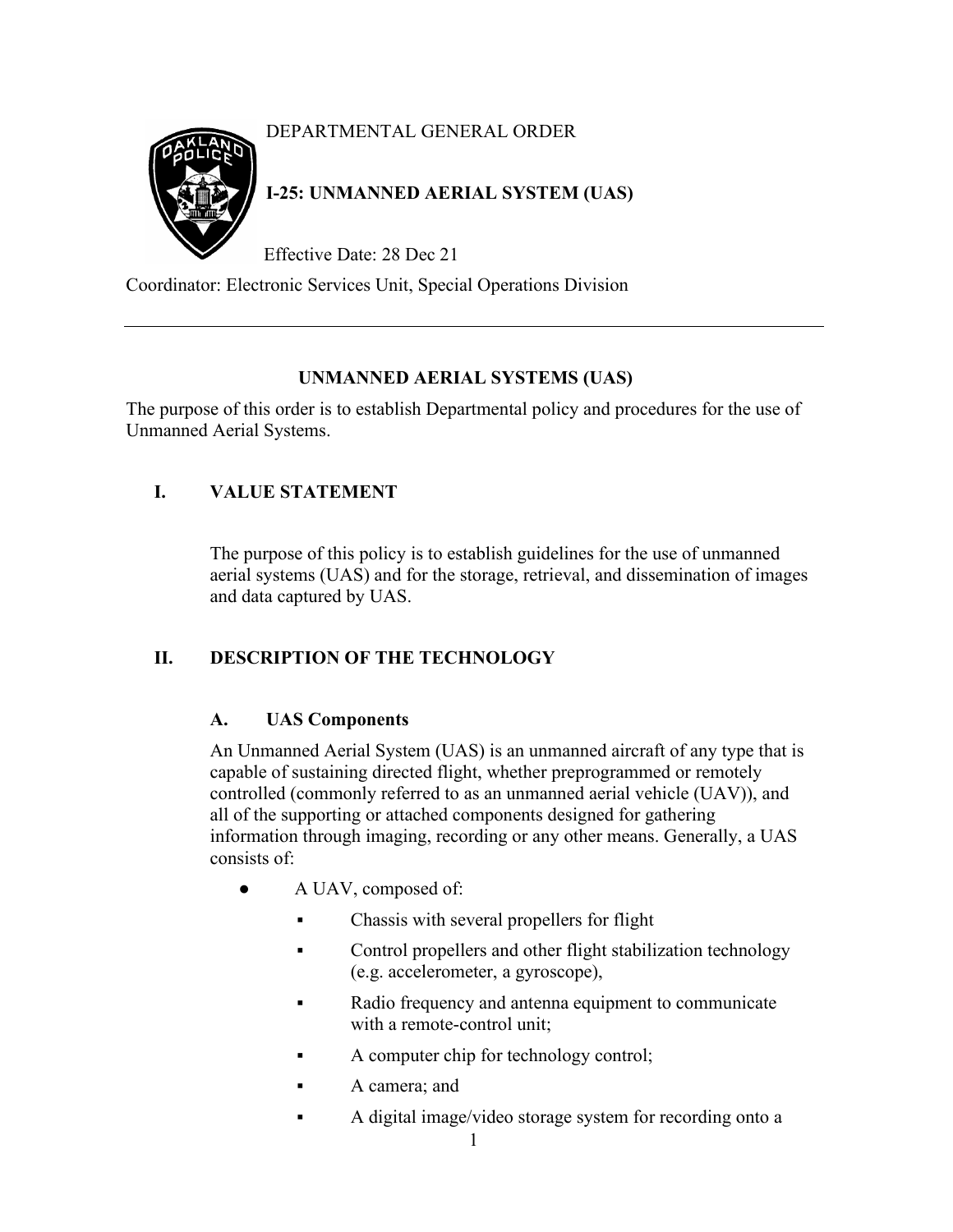DEPARTMENTAL GENERAL ORDER

# I-25: UNMANNED AERIAL SYSTEM (UAS)

Effective Date: 28 Dec 21

Coordinator: Electronic Services Unit, Special Operations Division

---

## UNMANNED AERIAL SYSTEMS (UAS)

The purpose of this order is to establish Departmental policy and procedures for the use of Unmanned Aerial Systems.

## I. VALUE STATEMENT

The purpose of this policy is to establish guidelines for the use of unmanned aerial systems (UAS) and for the storage, retrieval, and dissemination of images and data captured by UAS.

## II. DESCRIPTION OF THE TECHNOLOGY

### A. UAS Components

An Unmanned Aerial System (UAS) is an unmanned aircraft of any type that is capable of sustaining directed flight, whether preprogrammed or remotely controlled (commonly referred to as an unmanned aerial vehicle (UAV)), and all of the supporting or attached components designed for gathering information through imaging, recording or any other means. Generally, a UAS consists of:

- A UAV, composed of:
  - Chassis with several propellers for flight
  - Control propellers and other flight stabilization technology (e.g. accelerometer, a gyroscope),
  - Radio frequency and antenna equipment to communicate with a remote-control unit;
  - A computer chip for technology control;
  - A camera; and
  - A digital image/video storage system for recording onto a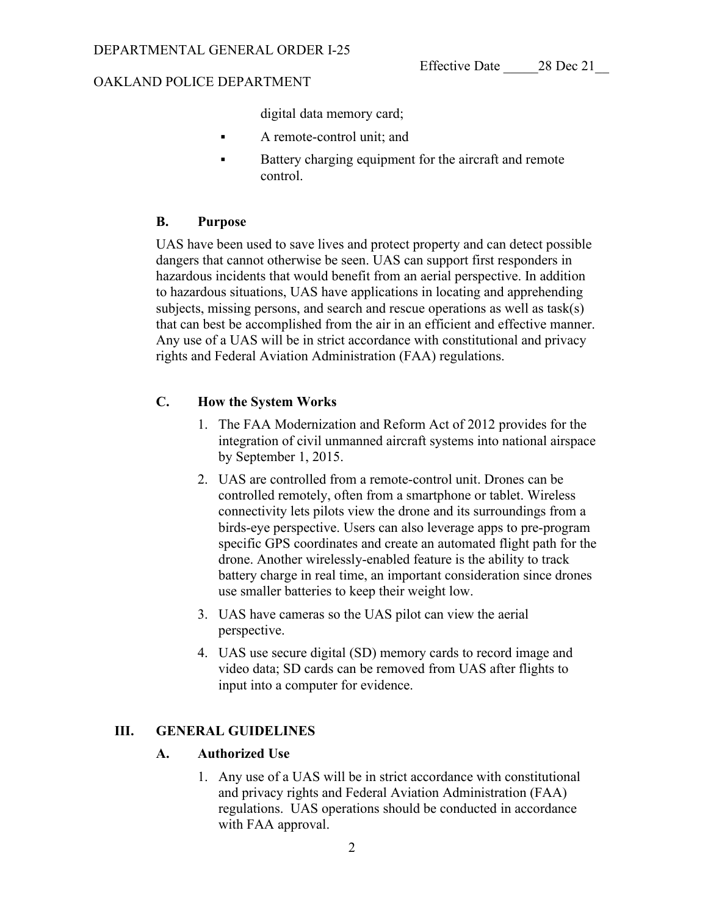digital data memory card;

- A remote-control unit; and
- Battery charging equipment for the aircraft and remote control.

### B. Purpose

UAS have been used to save lives and protect property and can detect possible dangers that cannot otherwise be seen. UAS can support first responders in hazardous incidents that would benefit from an aerial perspective. In addition to hazardous situations, UAS have applications in locating and apprehending subjects, missing persons, and search and rescue operations as well as task(s) that can best be accomplished from the air in an efficient and effective manner. Any use of a UAS will be in strict accordance with constitutional and privacy rights and Federal Aviation Administration (FAA) regulations.

### C. How the System Works

1. The FAA Modernization and Reform Act of 2012 provides for the integration of civil unmanned aircraft systems into national airspace by September 1, 2015.
2. UAS are controlled from a remote-control unit. Drones can be controlled remotely, often from a smartphone or tablet. Wireless connectivity lets pilots view the drone and its surroundings from a birds-eye perspective. Users can also leverage apps to pre-program specific GPS coordinates and create an automated flight path for the drone. Another wirelessly-enabled feature is the ability to track battery charge in real time, an important consideration since drones use smaller batteries to keep their weight low.
3. UAS have cameras so the UAS pilot can view the aerial perspective.
4. UAS use secure digital (SD) memory cards to record image and video data; SD cards can be removed from UAS after flights to input into a computer for evidence.

## III. GENERAL GUIDELINES

### A. Authorized Use

1. Any use of a UAS will be in strict accordance with constitutional and privacy rights and Federal Aviation Administration (FAA) regulations. UAS operations should be conducted in accordance with FAA approval.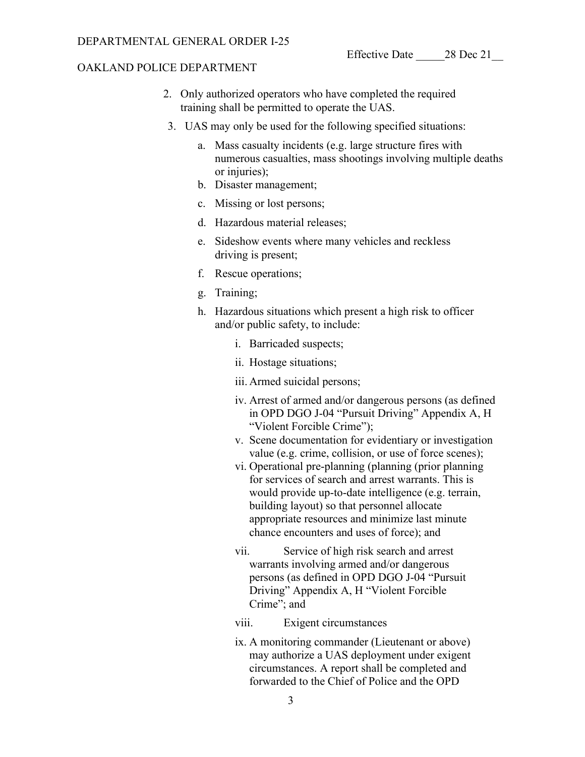2. Only authorized operators who have completed the required training shall be permitted to operate the UAS.
3. UAS may only be used for the following specified situations:
    a. Mass casualty incidents (e.g. large structure fires with numerous casualties, mass shootings involving multiple deaths or injuries);
    b. Disaster management;
    c. Missing or lost persons;
    d. Hazardous material releases;
    e. Sideshow events where many vehicles and reckless driving is present;
    f. Rescue operations;
    g. Training;
    h. Hazardous situations which present a high risk to officer and/or public safety, to include:
        i. Barricaded suspects;
        ii. Hostage situations;
        iii. Armed suicidal persons;
        iv. Arrest of armed and/or dangerous persons (as defined in OPD DGO J-04 "Pursuit Driving" Appendix A, H "Violent Forcible Crime");
        v. Scene documentation for evidentiary or investigation value (e.g. crime, collision, or use of force scenes);
        vi. Operational pre-planning (planning (prior planning for services of search and arrest warrants. This is would provide up-to-date intelligence (e.g. terrain, building layout) so that personnel allocate appropriate resources and minimize last minute chance encounters and uses of force); and
        vii. Service of high risk search and arrest warrants involving armed and/or dangerous persons (as defined in OPD DGO J-04 "Pursuit Driving" Appendix A, H "Violent Forcible Crime"; and
        viii. Exigent circumstances
        ix. A monitoring commander (Lieutenant or above) may authorize a UAS deployment under exigent circumstances. A report shall be completed and forwarded to the Chief of Police and the OPD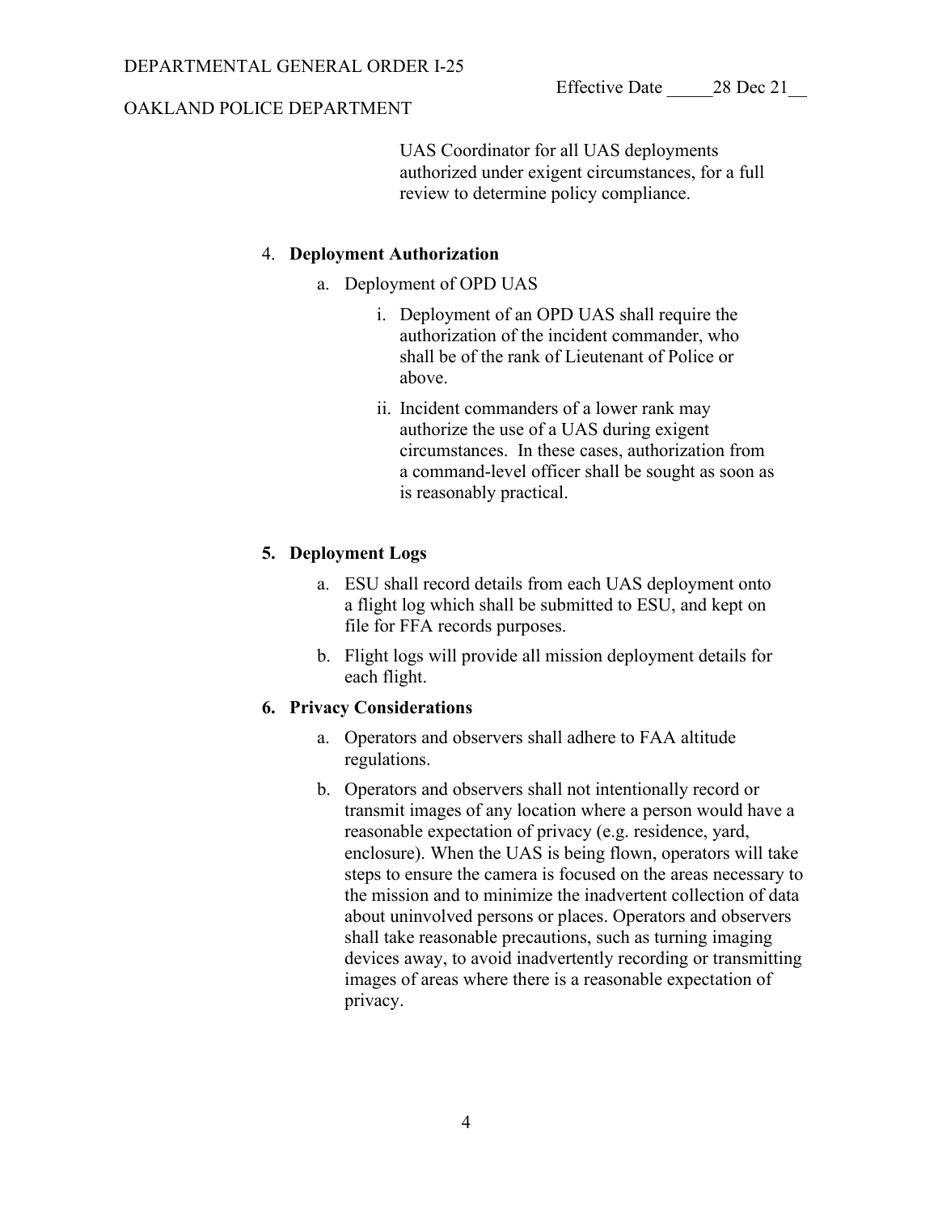UAS Coordinator for all UAS deployments authorized under exigent circumstances, for a full review to determine policy compliance.

4. **Deployment Authorization**

   a. Deployment of OPD UAS

      i. Deployment of an OPD UAS shall require the authorization of the incident commander, who shall be of the rank of Lieutenant of Police or above.

      ii. Incident commanders of a lower rank may authorize the use of a UAS during exigent circumstances. In these cases, authorization from a command-level officer shall be sought as soon as is reasonably practical.

5. **Deployment Logs**

   a. ESU shall record details from each UAS deployment onto a flight log which shall be submitted to ESU, and kept on file for FFA records purposes.

   b. Flight logs will provide all mission deployment details for each flight.

6. **Privacy Considerations**

   a. Operators and observers shall adhere to FAA altitude regulations.

   b. Operators and observers shall not intentionally record or transmit images of any location where a person would have a reasonable expectation of privacy (e.g. residence, yard, enclosure). When the UAS is being flown, operators will take steps to ensure the camera is focused on the areas necessary to the mission and to minimize the inadvertent collection of data about uninvolved persons or places. Operators and observers shall take reasonable precautions, such as turning imaging devices away, to avoid inadvertently recording or transmitting images of areas where there is a reasonable expectation of privacy.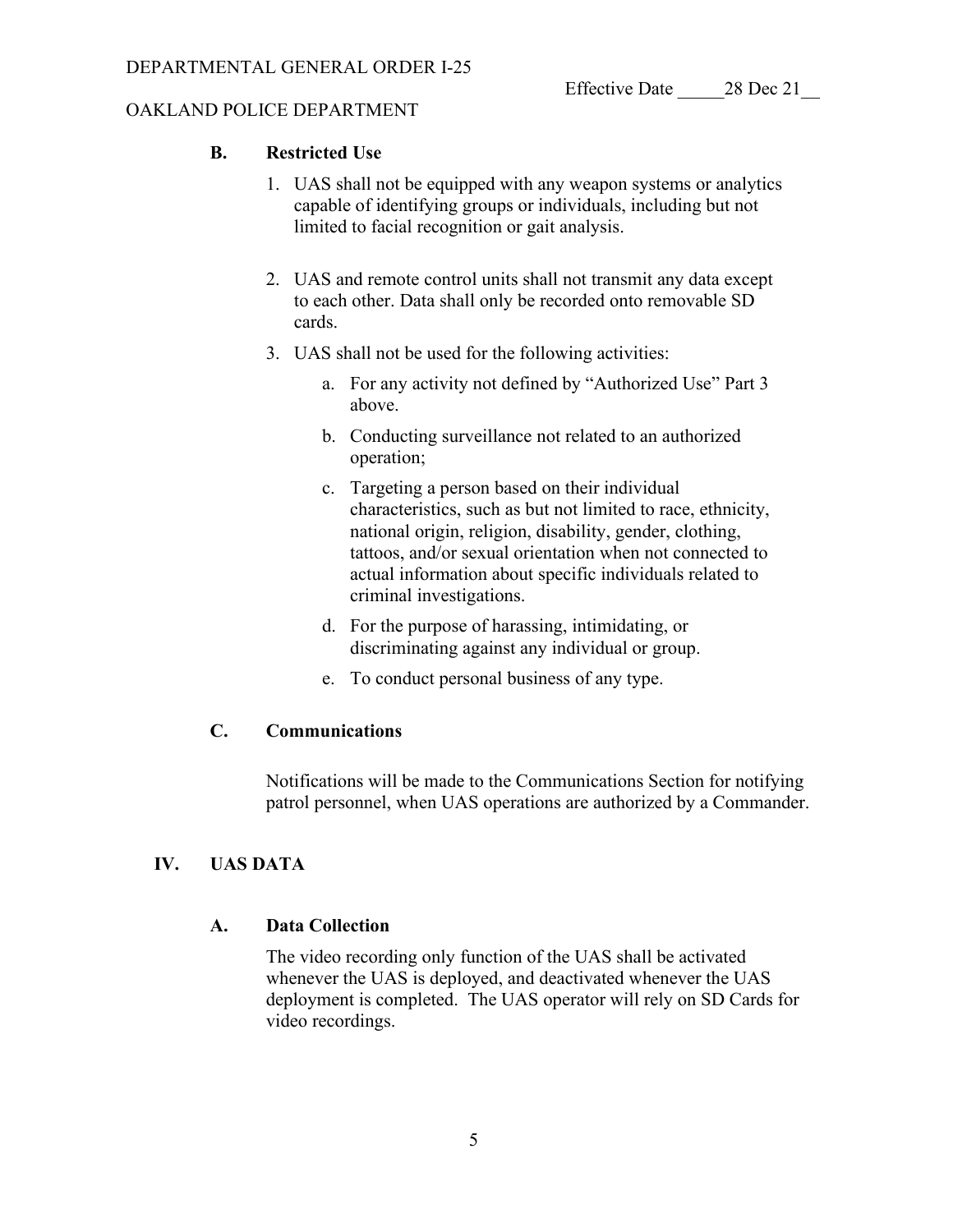### B. Restricted Use

1. UAS shall not be equipped with any weapon systems or analytics capable of identifying groups or individuals, including but not limited to facial recognition or gait analysis.
2. UAS and remote control units shall not transmit any data except to each other. Data shall only be recorded onto removable SD cards.
3. UAS shall not be used for the following activities:
    a. For any activity not defined by "Authorized Use" Part 3 above.
    b. Conducting surveillance not related to an authorized operation;
    c. Targeting a person based on their individual characteristics, such as but not limited to race, ethnicity, national origin, religion, disability, gender, clothing, tattoos, and/or sexual orientation when not connected to actual information about specific individuals related to criminal investigations.
    d. For the purpose of harassing, intimidating, or discriminating against any individual or group.
    e. To conduct personal business of any type.

### C. Communications

Notifications will be made to the Communications Section for notifying patrol personnel, when UAS operations are authorized by a Commander.

## IV. UAS DATA

### A. Data Collection

The video recording only function of the UAS shall be activated whenever the UAS is deployed, and deactivated whenever the UAS deployment is completed. The UAS operator will rely on SD Cards for video recordings.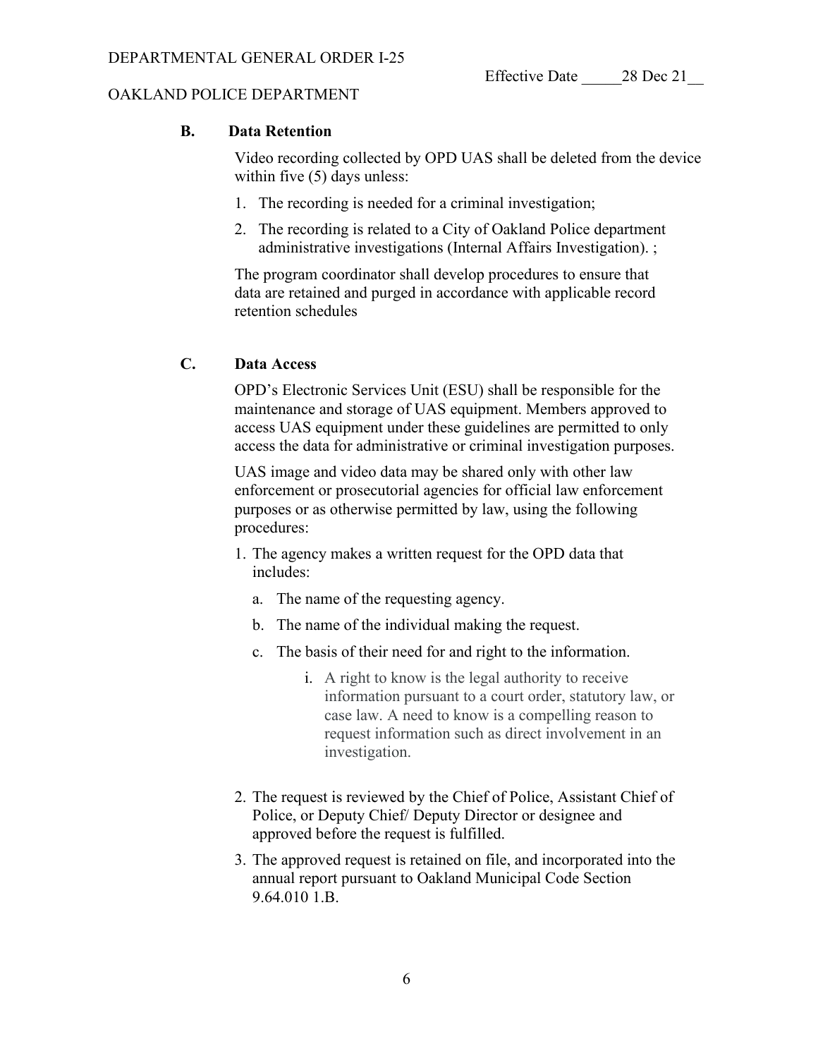### B. Data Retention

Video recording collected by OPD UAS shall be deleted from the device within five (5) days unless:

1. The recording is needed for a criminal investigation;
2. The recording is related to a City of Oakland Police department administrative investigations (Internal Affairs Investigation). ;

The program coordinator shall develop procedures to ensure that data are retained and purged in accordance with applicable record retention schedules

### C. Data Access

OPD's Electronic Services Unit (ESU) shall be responsible for the maintenance and storage of UAS equipment. Members approved to access UAS equipment under these guidelines are permitted to only access the data for administrative or criminal investigation purposes.

UAS image and video data may be shared only with other law enforcement or prosecutorial agencies for official law enforcement purposes or as otherwise permitted by law, using the following procedures:

1. The agency makes a written request for the OPD data that includes:
   a. The name of the requesting agency.
   b. The name of the individual making the request.
   c. The basis of their need for and right to the information.
      i. A right to know is the legal authority to receive information pursuant to a court order, statutory law, or case law. A need to know is a compelling reason to request information such as direct involvement in an investigation.
2. The request is reviewed by the Chief of Police, Assistant Chief of Police, or Deputy Chief/ Deputy Director or designee and approved before the request is fulfilled.
3. The approved request is retained on file, and incorporated into the annual report pursuant to Oakland Municipal Code Section 9.64.010 1.B.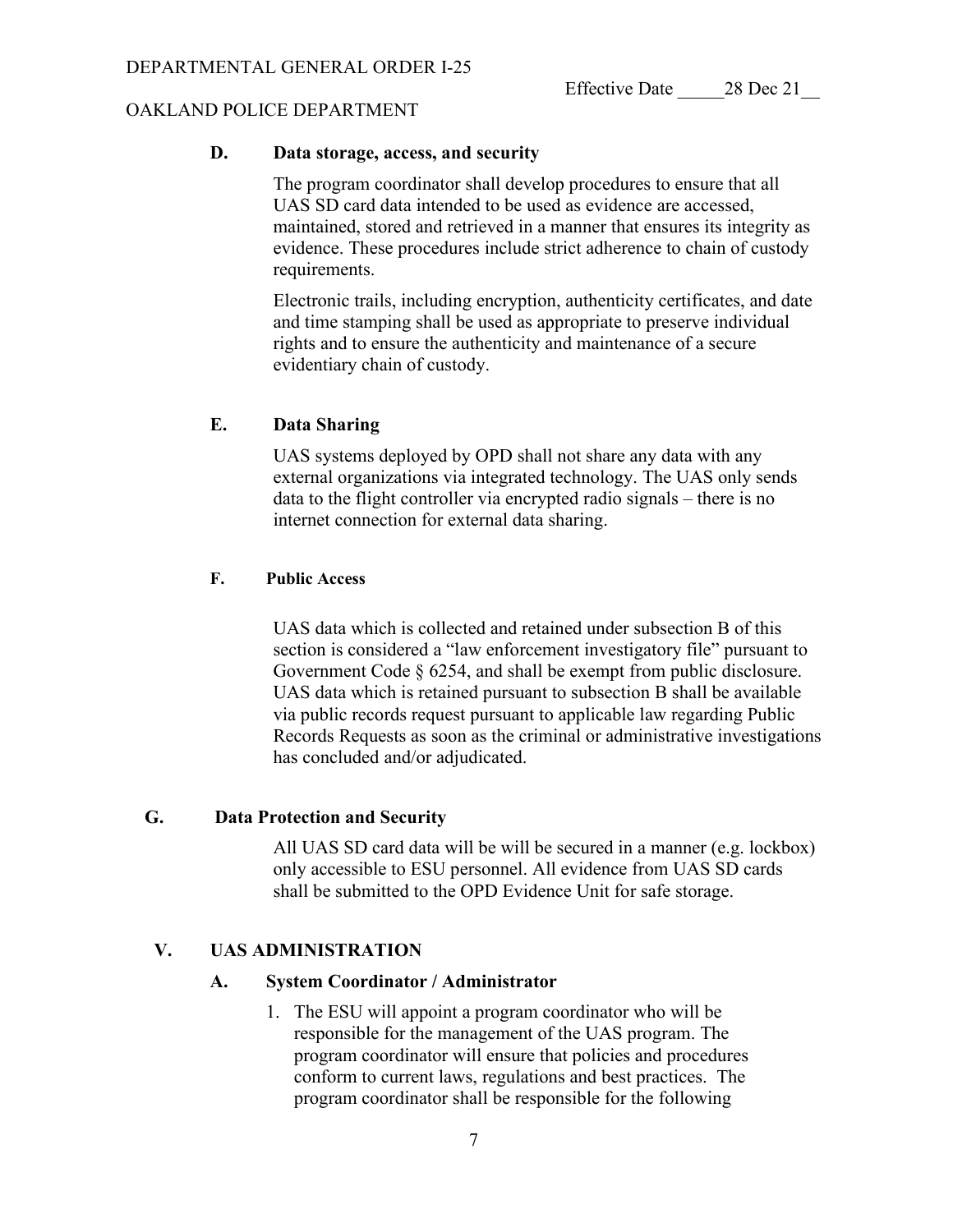#### D. Data storage, access, and security

The program coordinator shall develop procedures to ensure that all UAS SD card data intended to be used as evidence are accessed, maintained, stored and retrieved in a manner that ensures its integrity as evidence. These procedures include strict adherence to chain of custody requirements.

Electronic trails, including encryption, authenticity certificates, and date and time stamping shall be used as appropriate to preserve individual rights and to ensure the authenticity and maintenance of a secure evidentiary chain of custody.

#### E. Data Sharing

UAS systems deployed by OPD shall not share any data with any external organizations via integrated technology. The UAS only sends data to the flight controller via encrypted radio signals – there is no internet connection for external data sharing.

#### F. Public Access

UAS data which is collected and retained under subsection B of this section is considered a "law enforcement investigatory file" pursuant to Government Code § 6254, and shall be exempt from public disclosure. UAS data which is retained pursuant to subsection B shall be available via public records request pursuant to applicable law regarding Public Records Requests as soon as the criminal or administrative investigations has concluded and/or adjudicated.

#### G. Data Protection and Security

All UAS SD card data will be will be secured in a manner (e.g. lockbox) only accessible to ESU personnel. All evidence from UAS SD cards shall be submitted to the OPD Evidence Unit for safe storage.

## V. UAS ADMINISTRATION

#### A. System Coordinator / Administrator

1. The ESU will appoint a program coordinator who will be responsible for the management of the UAS program. The program coordinator will ensure that policies and procedures conform to current laws, regulations and best practices. The program coordinator shall be responsible for the following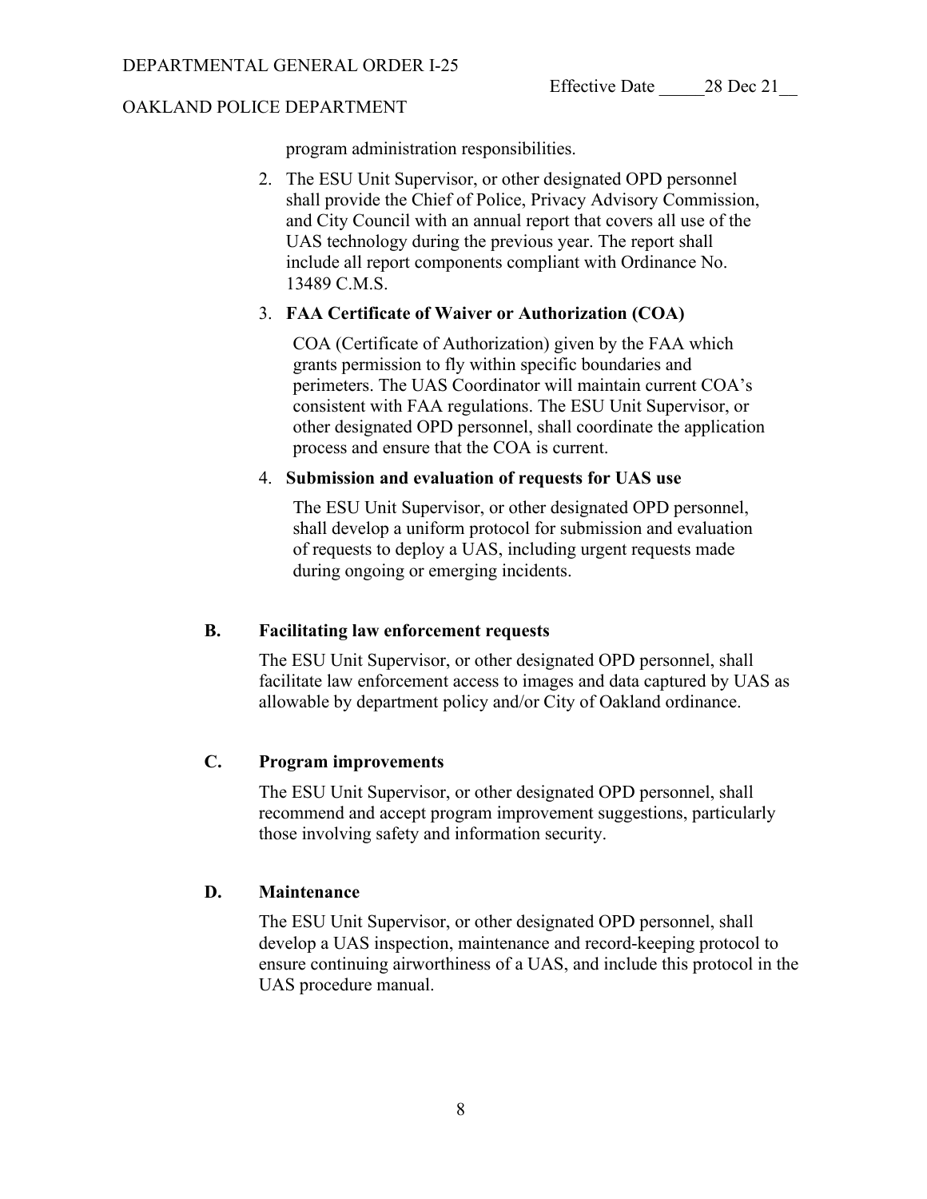program administration responsibilities.

2. The ESU Unit Supervisor, or other designated OPD personnel shall provide the Chief of Police, Privacy Advisory Commission, and City Council with an annual report that covers all use of the UAS technology during the previous year. The report shall include all report components compliant with Ordinance No. 13489 C.M.S.

3. **FAA Certificate of Waiver or Authorization (COA)**

   COA (Certificate of Authorization) given by the FAA which grants permission to fly within specific boundaries and perimeters. The UAS Coordinator will maintain current COA's consistent with FAA regulations. The ESU Unit Supervisor, or other designated OPD personnel, shall coordinate the application process and ensure that the COA is current.

4. **Submission and evaluation of requests for UAS use**

   The ESU Unit Supervisor, or other designated OPD personnel, shall develop a uniform protocol for submission and evaluation of requests to deploy a UAS, including urgent requests made during ongoing or emerging incidents.

### B. Facilitating law enforcement requests

The ESU Unit Supervisor, or other designated OPD personnel, shall facilitate law enforcement access to images and data captured by UAS as allowable by department policy and/or City of Oakland ordinance.

### C. Program improvements

The ESU Unit Supervisor, or other designated OPD personnel, shall recommend and accept program improvement suggestions, particularly those involving safety and information security.

### D. Maintenance

The ESU Unit Supervisor, or other designated OPD personnel, shall develop a UAS inspection, maintenance and record-keeping protocol to ensure continuing airworthiness of a UAS, and include this protocol in the UAS procedure manual.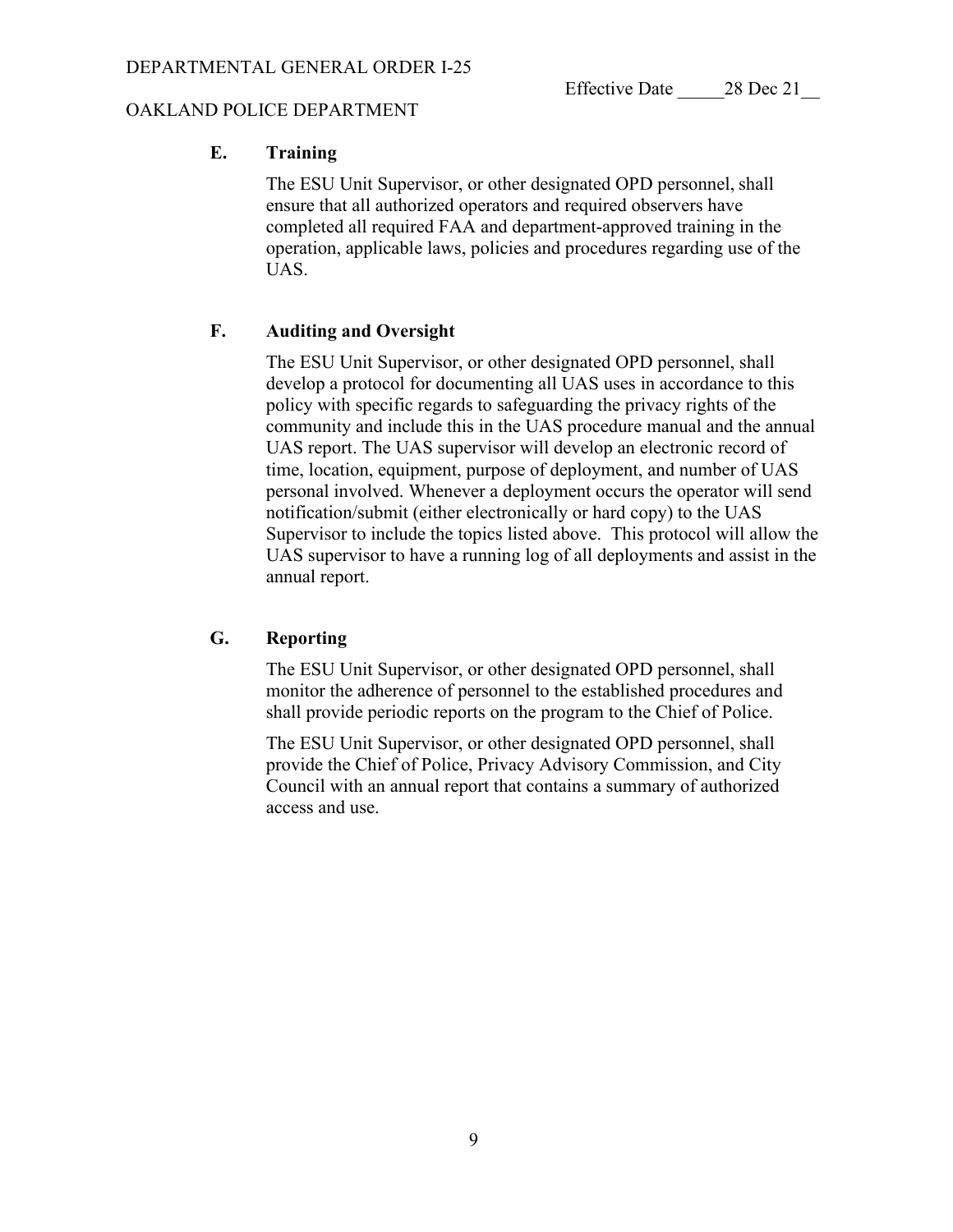### E. Training

The ESU Unit Supervisor, or other designated OPD personnel, shall ensure that all authorized operators and required observers have completed all required FAA and department-approved training in the operation, applicable laws, policies and procedures regarding use of the UAS.

### F. Auditing and Oversight

The ESU Unit Supervisor, or other designated OPD personnel, shall develop a protocol for documenting all UAS uses in accordance to this policy with specific regards to safeguarding the privacy rights of the community and include this in the UAS procedure manual and the annual UAS report. The UAS supervisor will develop an electronic record of time, location, equipment, purpose of deployment, and number of UAS personal involved. Whenever a deployment occurs the operator will send notification/submit (either electronically or hard copy) to the UAS Supervisor to include the topics listed above. This protocol will allow the UAS supervisor to have a running log of all deployments and assist in the annual report.

### G. Reporting

The ESU Unit Supervisor, or other designated OPD personnel, shall monitor the adherence of personnel to the established procedures and shall provide periodic reports on the program to the Chief of Police.

The ESU Unit Supervisor, or other designated OPD personnel, shall provide the Chief of Police, Privacy Advisory Commission, and City Council with an annual report that contains a summary of authorized access and use.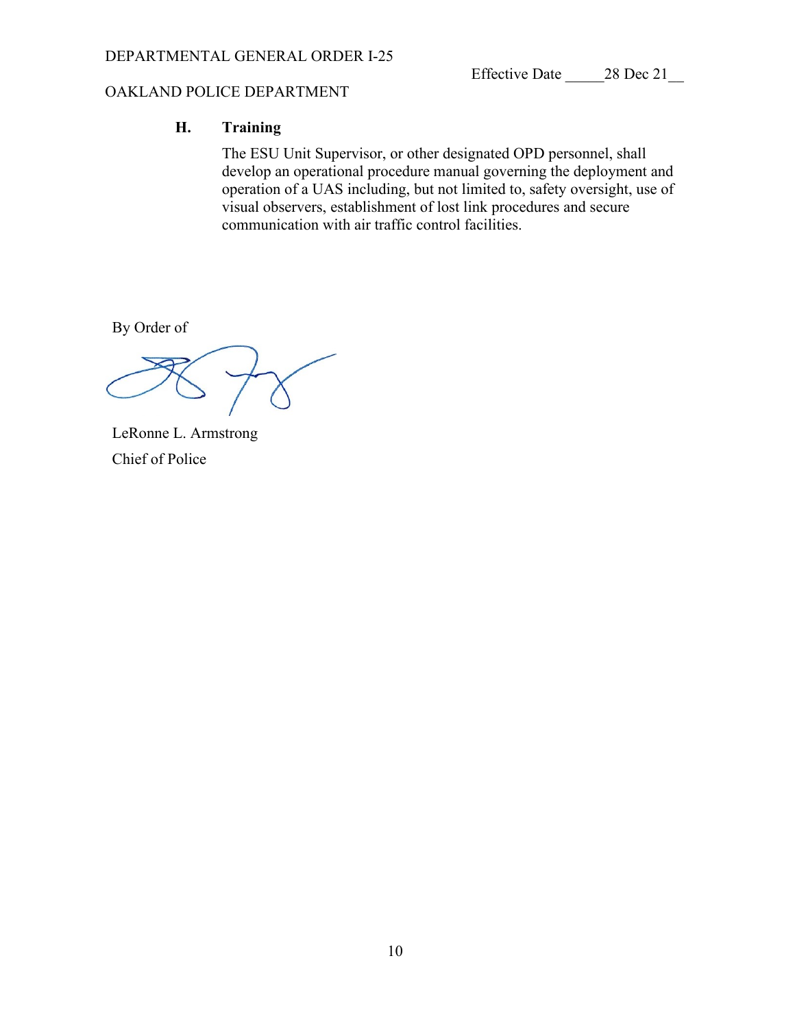### H. Training

The ESU Unit Supervisor, or other designated OPD personnel, shall develop an operational procedure manual governing the deployment and operation of a UAS including, but not limited to, safety oversight, use of visual observers, establishment of lost link procedures and secure communication with air traffic control facilities.

By Order of

LeRonne L. Armstrong
Chief of Police